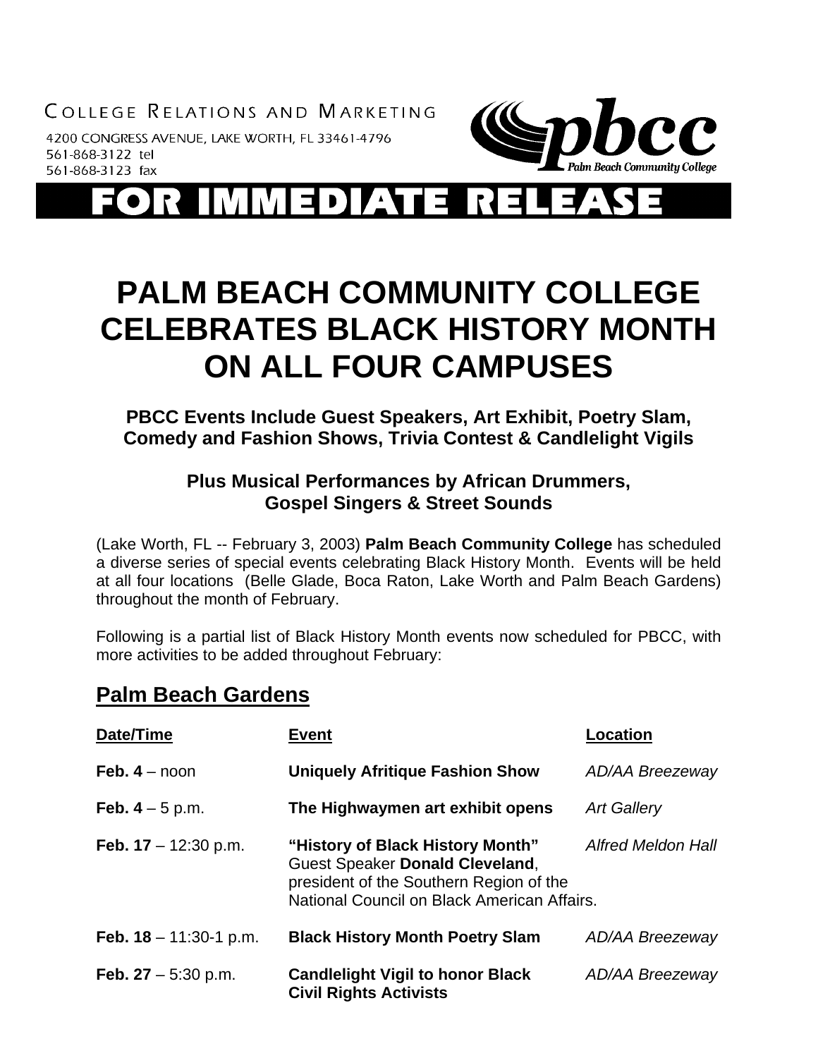COLLEGE RELATIONS AND MARKETING

4200 CONGRESS AVENUE, LAKE WORTH, FL 33461-4796
561-868-3122 tel
561-868-3123 fax

pbcc Palm Beach Community College

# FOR IMMEDIATE RELEASE

# PALM BEACH COMMUNITY COLLEGE CELEBRATES BLACK HISTORY MONTH ON ALL FOUR CAMPUSES

### PBCC Events Include Guest Speakers, Art Exhibit, Poetry Slam, Comedy and Fashion Shows, Trivia Contest & Candlelight Vigils

### Plus Musical Performances by African Drummers, Gospel Singers & Street Sounds

(Lake Worth, FL -- February 3, 2003) **Palm Beach Community College** has scheduled a diverse series of special events celebrating Black History Month. Events will be held at all four locations (Belle Glade, Boca Raton, Lake Worth and Palm Beach Gardens) throughout the month of February.

Following is a partial list of Black History Month events now scheduled for PBCC, with more activities to be added throughout February:

## Palm Beach Gardens

| Date/Time | Event | Location |
|---|---|---|
| **Feb. 4** – noon | **Uniquely Afritique Fashion Show** | *AD/AA Breezeway* |
| **Feb. 4** – 5 p.m. | **The Highwaymen art exhibit opens** | *Art Gallery* |
| **Feb. 17** – 12:30 p.m. | **"History of Black History Month"** Guest Speaker **Donald Cleveland**, president of the Southern Region of the National Council on Black American Affairs. | *Alfred Meldon Hall* |
| **Feb. 18** – 11:30-1 p.m. | **Black History Month Poetry Slam** | *AD/AA Breezeway* |
| **Feb. 27** – 5:30 p.m. | **Candlelight Vigil to honor Black Civil Rights Activists** | *AD/AA Breezeway* |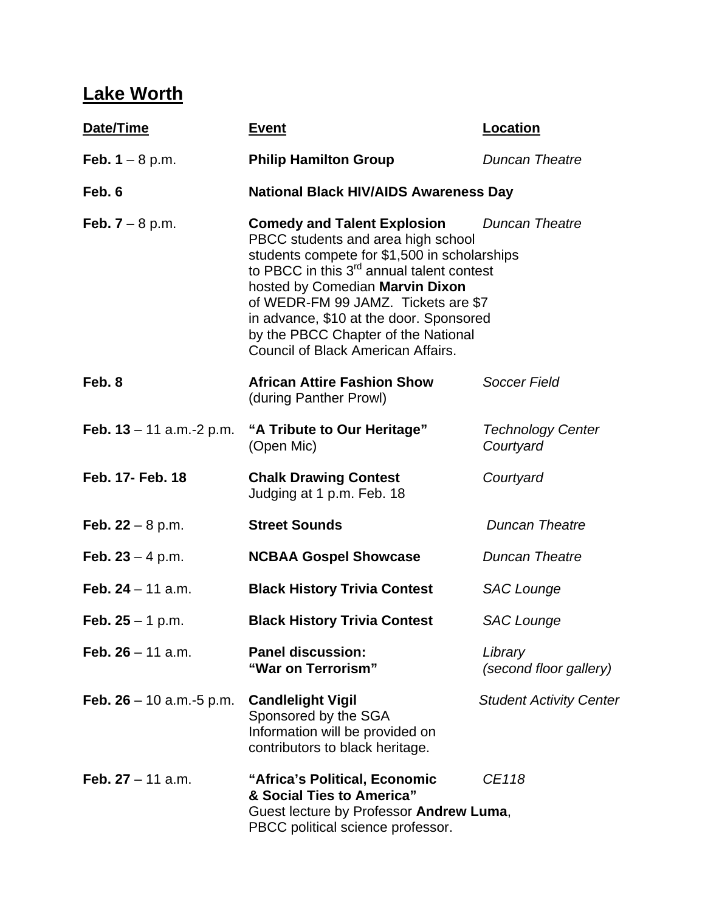## Lake Worth

| Date/Time | Event | Location |
| --- | --- | --- |
| **Feb. 1** – 8 p.m. | **Philip Hamilton Group** | *Duncan Theatre* |
| **Feb. 6** | **National Black HIV/AIDS Awareness Day** | |
| **Feb. 7** – 8 p.m. | **Comedy and Talent Explosion** PBCC students and area high school students compete for $1,500 in scholarships to PBCC in this 3rd annual talent contest hosted by Comedian **Marvin Dixon** of WEDR-FM 99 JAMZ. Tickets are $7 in advance, $10 at the door. Sponsored by the PBCC Chapter of the National Council of Black American Affairs. | *Duncan Theatre* |
| **Feb. 8** | **African Attire Fashion Show** (during Panther Prowl) | *Soccer Field* |
| **Feb. 13** – 11 a.m.-2 p.m. | **"A Tribute to Our Heritage"** (Open Mic) | *Technology Center Courtyard* |
| **Feb. 17- Feb. 18** | **Chalk Drawing Contest** Judging at 1 p.m. Feb. 18 | *Courtyard* |
| **Feb. 22** – 8 p.m. | **Street Sounds** | *Duncan Theatre* |
| **Feb. 23** – 4 p.m. | **NCBAA Gospel Showcase** | *Duncan Theatre* |
| **Feb. 24** – 11 a.m. | **Black History Trivia Contest** | *SAC Lounge* |
| **Feb. 25** – 1 p.m. | **Black History Trivia Contest** | *SAC Lounge* |
| **Feb. 26** – 11 a.m. | **Panel discussion: "War on Terrorism"** | *Library (second floor gallery)* |
| **Feb. 26** – 10 a.m.-5 p.m. | **Candlelight Vigil** Sponsored by the SGA Information will be provided on contributors to black heritage. | *Student Activity Center* |
| **Feb. 27** – 11 a.m. | **"Africa's Political, Economic & Social Ties to America"** Guest lecture by Professor **Andrew Luma**, PBCC political science professor. | *CE118* |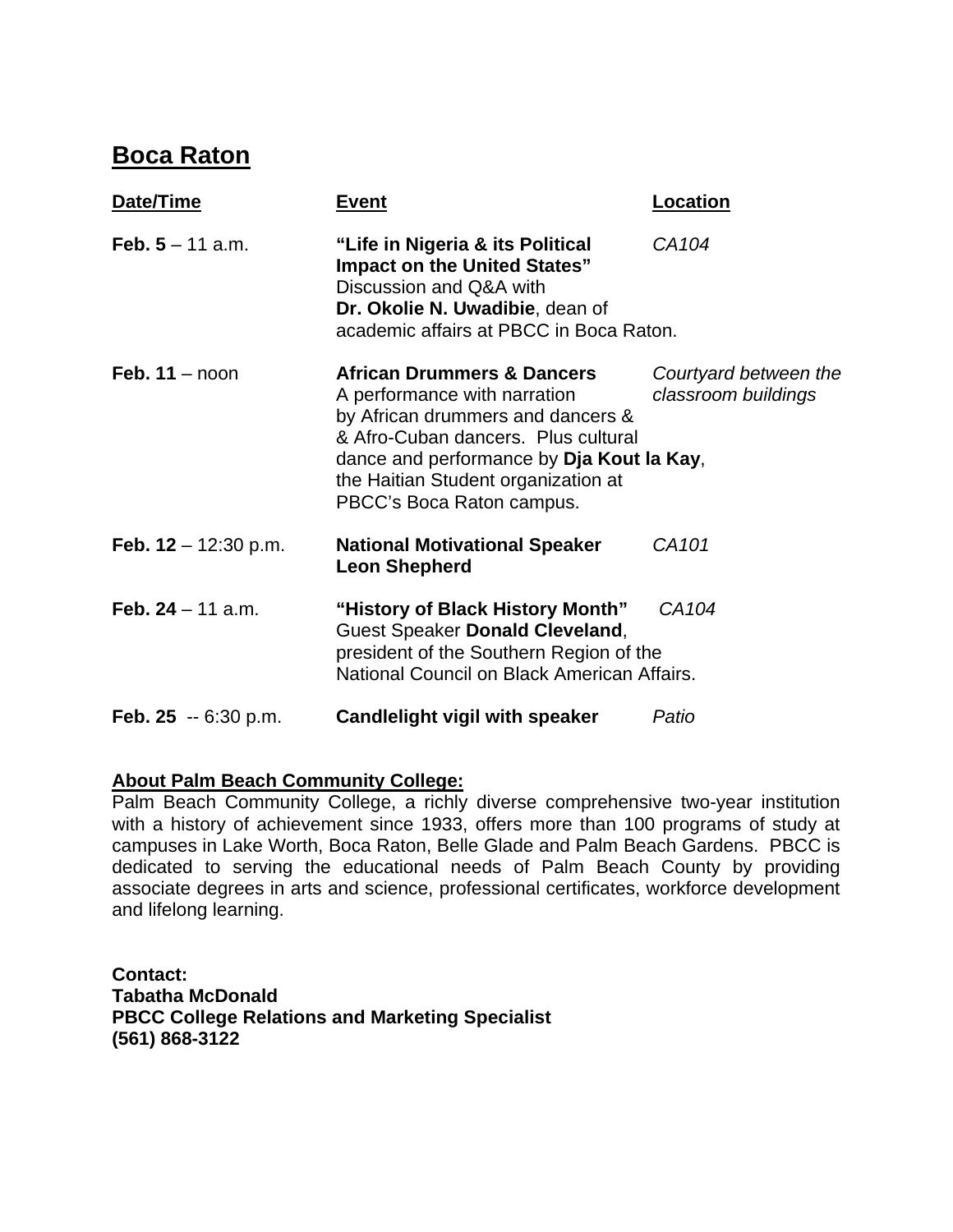## Boca Raton

| Date/Time | Event | Location |
|---|---|---|
| **Feb. 5** – 11 a.m. | **"Life in Nigeria & its Political Impact on the United States"** Discussion and Q&A with **Dr. Okolie N. Uwadibie**, dean of academic affairs at PBCC in Boca Raton. | *CA104* |
| **Feb. 11** – noon | **African Drummers & Dancers** A performance with narration by African drummers and dancers & & Afro-Cuban dancers. Plus cultural dance and performance by **Dja Kout la Kay**, the Haitian Student organization at PBCC's Boca Raton campus. | *Courtyard between the classroom buildings* |
| **Feb. 12** – 12:30 p.m. | **National Motivational Speaker Leon Shepherd** | *CA101* |
| **Feb. 24** – 11 a.m. | **"History of Black History Month"** Guest Speaker **Donald Cleveland**, president of the Southern Region of the National Council on Black American Affairs. | *CA104* |
| **Feb. 25** -- 6:30 p.m. | **Candlelight vigil with speaker** | *Patio* |

**About Palm Beach Community College:**

Palm Beach Community College, a richly diverse comprehensive two-year institution with a history of achievement since 1933, offers more than 100 programs of study at campuses in Lake Worth, Boca Raton, Belle Glade and Palm Beach Gardens. PBCC is dedicated to serving the educational needs of Palm Beach County by providing associate degrees in arts and science, professional certificates, workforce development and lifelong learning.

**Contact:**
**Tabatha McDonald**
**PBCC College Relations and Marketing Specialist**
**(561) 868-3122**